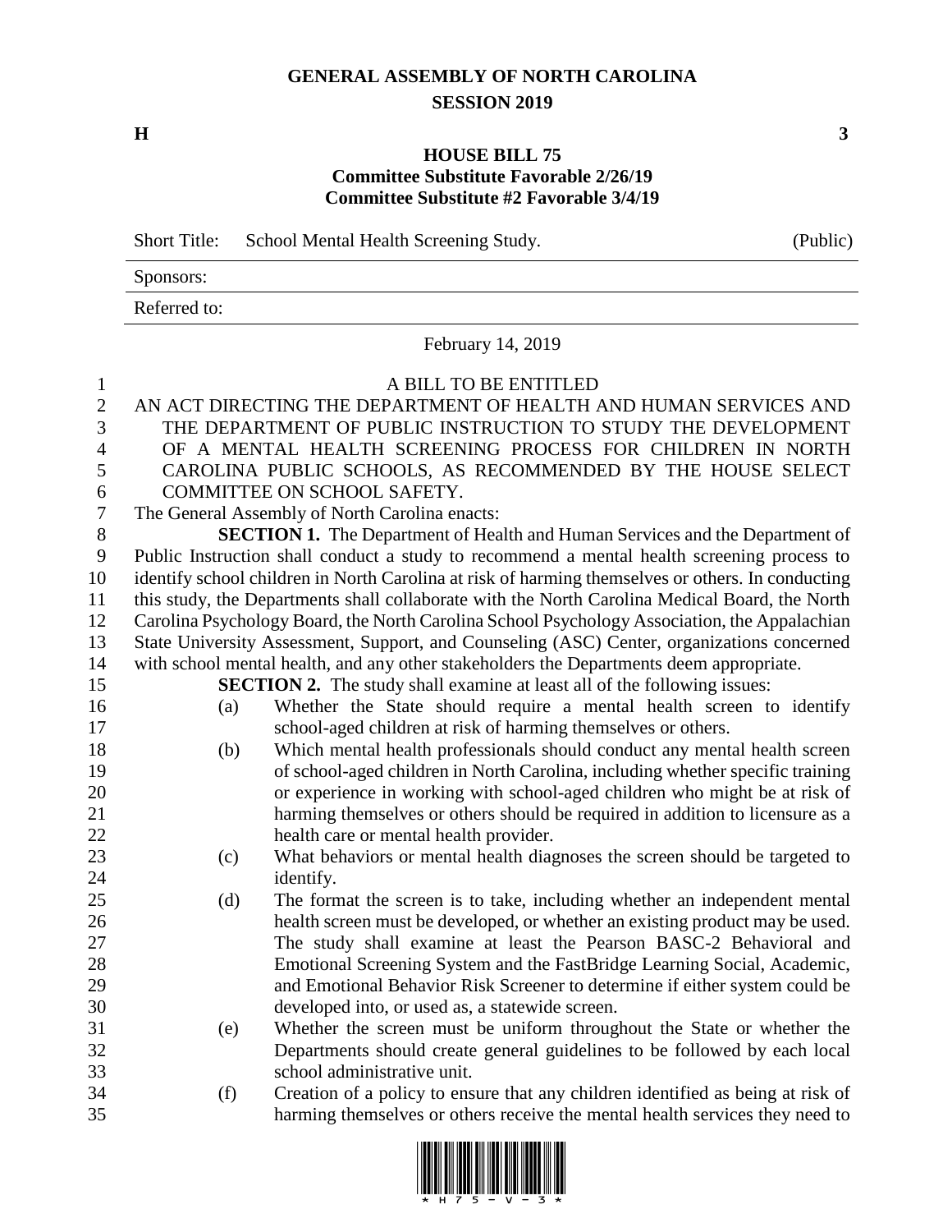# GENERAL ASSEMBLY OF NORTH CAROLINA
## SESSION 2019

**H** **3**

### HOUSE BILL 75
**Committee Substitute Favorable 2/26/19**
**Committee Substitute #2 Favorable 3/4/19**

| | | |
|---|---|---|
| Short Title: | School Mental Health Screening Study. | (Public) |
| Sponsors: | | |
| Referred to: | | |

February 14, 2019

A BILL TO BE ENTITLED

AN ACT DIRECTING THE DEPARTMENT OF HEALTH AND HUMAN SERVICES AND THE DEPARTMENT OF PUBLIC INSTRUCTION TO STUDY THE DEVELOPMENT OF A MENTAL HEALTH SCREENING PROCESS FOR CHILDREN IN NORTH CAROLINA PUBLIC SCHOOLS, AS RECOMMENDED BY THE HOUSE SELECT COMMITTEE ON SCHOOL SAFETY.

The General Assembly of North Carolina enacts:

**SECTION 1.** The Department of Health and Human Services and the Department of Public Instruction shall conduct a study to recommend a mental health screening process to identify school children in North Carolina at risk of harming themselves or others. In conducting this study, the Departments shall collaborate with the North Carolina Medical Board, the North Carolina Psychology Board, the North Carolina School Psychology Association, the Appalachian State University Assessment, Support, and Counseling (ASC) Center, organizations concerned with school mental health, and any other stakeholders the Departments deem appropriate.

**SECTION 2.** The study shall examine at least all of the following issues:

(a) Whether the State should require a mental health screen to identify school-aged children at risk of harming themselves or others.

(b) Which mental health professionals should conduct any mental health screen of school-aged children in North Carolina, including whether specific training or experience in working with school-aged children who might be at risk of harming themselves or others should be required in addition to licensure as a health care or mental health provider.

(c) What behaviors or mental health diagnoses the screen should be targeted to identify.

(d) The format the screen is to take, including whether an independent mental health screen must be developed, or whether an existing product may be used. The study shall examine at least the Pearson BASC-2 Behavioral and Emotional Screening System and the FastBridge Learning Social, Academic, and Emotional Behavior Risk Screener to determine if either system could be developed into, or used as, a statewide screen.

(e) Whether the screen must be uniform throughout the State or whether the Departments should create general guidelines to be followed by each local school administrative unit.

(f) Creation of a policy to ensure that any children identified as being at risk of harming themselves or others receive the mental health services they need to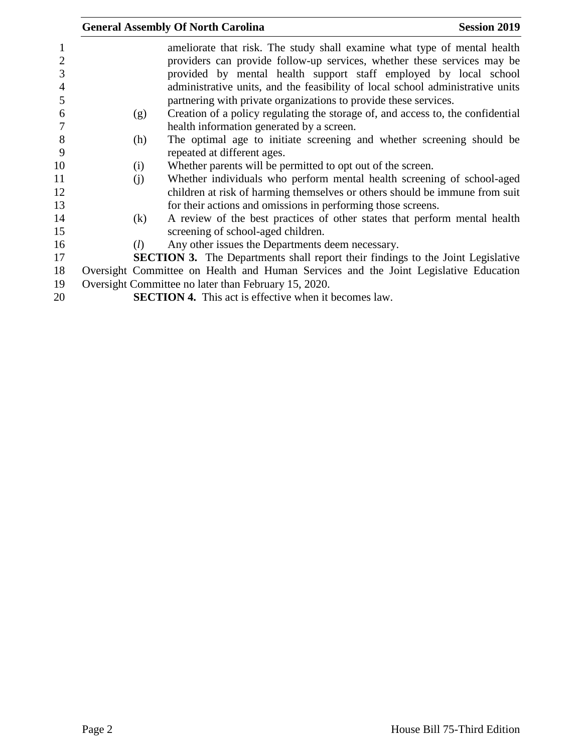ameliorate that risk. The study shall examine what type of mental health providers can provide follow-up services, whether these services may be provided by mental health support staff employed by local school administrative units, and the feasibility of local school administrative units partnering with private organizations to provide these services.

(g) Creation of a policy regulating the storage of, and access to, the confidential health information generated by a screen.

(h) The optimal age to initiate screening and whether screening should be repeated at different ages.

(i) Whether parents will be permitted to opt out of the screen.

(j) Whether individuals who perform mental health screening of school-aged children at risk of harming themselves or others should be immune from suit for their actions and omissions in performing those screens.

(k) A review of the best practices of other states that perform mental health screening of school-aged children.

(*l*) Any other issues the Departments deem necessary.

**SECTION 3.** The Departments shall report their findings to the Joint Legislative Oversight Committee on Health and Human Services and the Joint Legislative Education Oversight Committee no later than February 15, 2020.

**SECTION 4.** This act is effective when it becomes law.